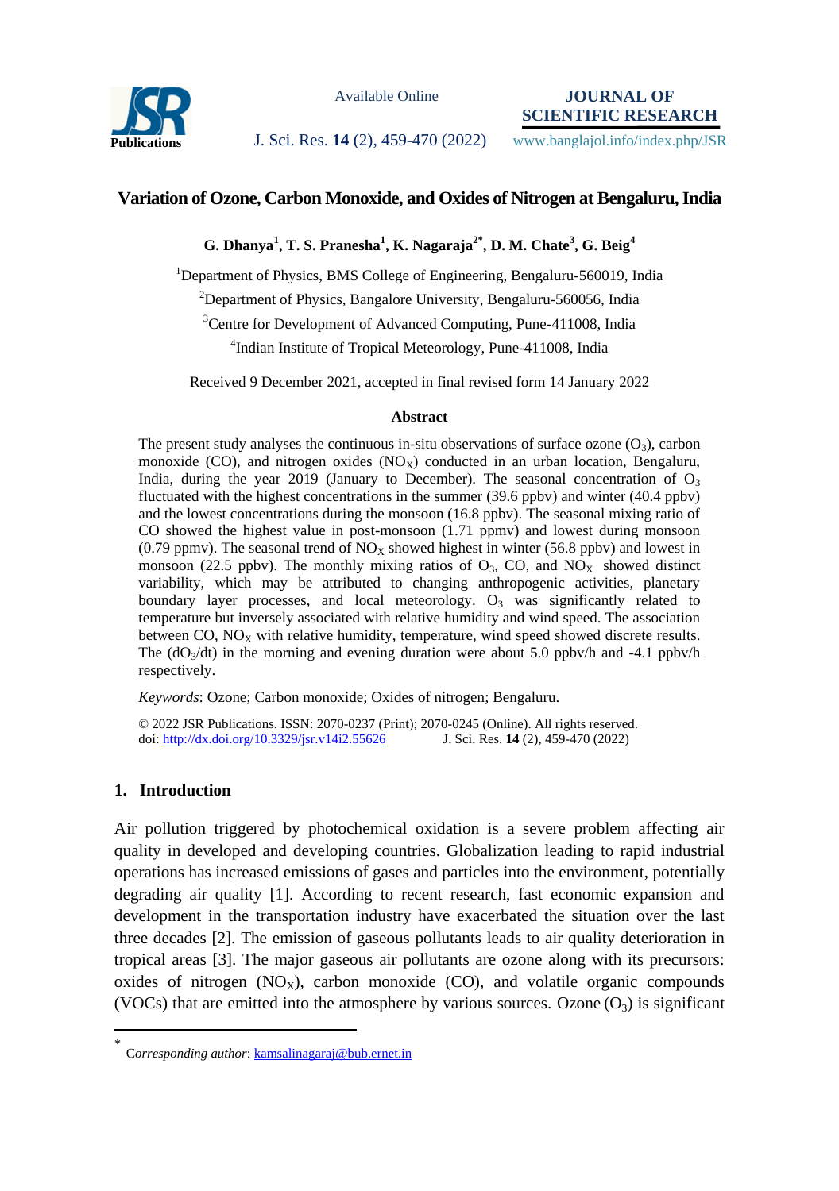# Variation of Ozone, Carbon Monoxide, and Oxides of Nitrogen at Bengaluru, India

**G. Dhanya[1], T. S. Pranesha[1], K. Nagaraja[2*], D. M. Chate[3], G. Beig[4]**

[1]Department of Physics, BMS College of Engineering, Bengaluru-560019, India

[2]Department of Physics, Bangalore University, Bengaluru-560056, India

[3]Centre for Development of Advanced Computing, Pune-411008, India

[4]Indian Institute of Tropical Meteorology, Pune-411008, India

Received 9 December 2021, accepted in final revised form 14 January 2022

### Abstract

The present study analyses the continuous in-situ observations of surface ozone ($O_3$), carbon monoxide (CO), and nitrogen oxides ($NO_X$) conducted in an urban location, Bengaluru, India, during the year 2019 (January to December). The seasonal concentration of $O_3$ fluctuated with the highest concentrations in the summer (39.6 ppbv) and winter (40.4 ppbv) and the lowest concentrations during the monsoon (16.8 ppbv). The seasonal mixing ratio of CO showed the highest value in post-monsoon (1.71 ppmv) and lowest during monsoon (0.79 ppmv). The seasonal trend of $NO_X$ showed highest in winter (56.8 ppbv) and lowest in monsoon (22.5 ppbv). The monthly mixing ratios of $O_3$, CO, and $NO_X$ showed distinct variability, which may be attributed to changing anthropogenic activities, planetary boundary layer processes, and local meteorology. $O_3$ was significantly related to temperature but inversely associated with relative humidity and wind speed. The association between CO, $NO_X$ with relative humidity, temperature, wind speed showed discrete results. The ($dO_3/dt$) in the morning and evening duration were about 5.0 ppbv/h and -4.1 ppbv/h respectively.

*Keywords*: Ozone; Carbon monoxide; Oxides of nitrogen; Bengaluru.

© 2022 JSR Publications. ISSN: 2070-0237 (Print); 2070-0245 (Online). All rights reserved.
doi: http://dx.doi.org/10.3329/jsr.v14i2.55626 J. Sci. Res. **14** (2), 459-470 (2022)

## 1. Introduction

Air pollution triggered by photochemical oxidation is a severe problem affecting air quality in developed and developing countries. Globalization leading to rapid industrial operations has increased emissions of gases and particles into the environment, potentially degrading air quality [1]. According to recent research, fast economic expansion and development in the transportation industry have exacerbated the situation over the last three decades [2]. The emission of gaseous pollutants leads to air quality deterioration in tropical areas [3]. The major gaseous air pollutants are ozone along with its precursors: oxides of nitrogen ($NO_X$), carbon monoxide (CO), and volatile organic compounds (VOCs) that are emitted into the atmosphere by various sources. Ozone ($O_3$) is significant

---

[*] Corresponding author: kamsalinagaraj@bub.ernet.in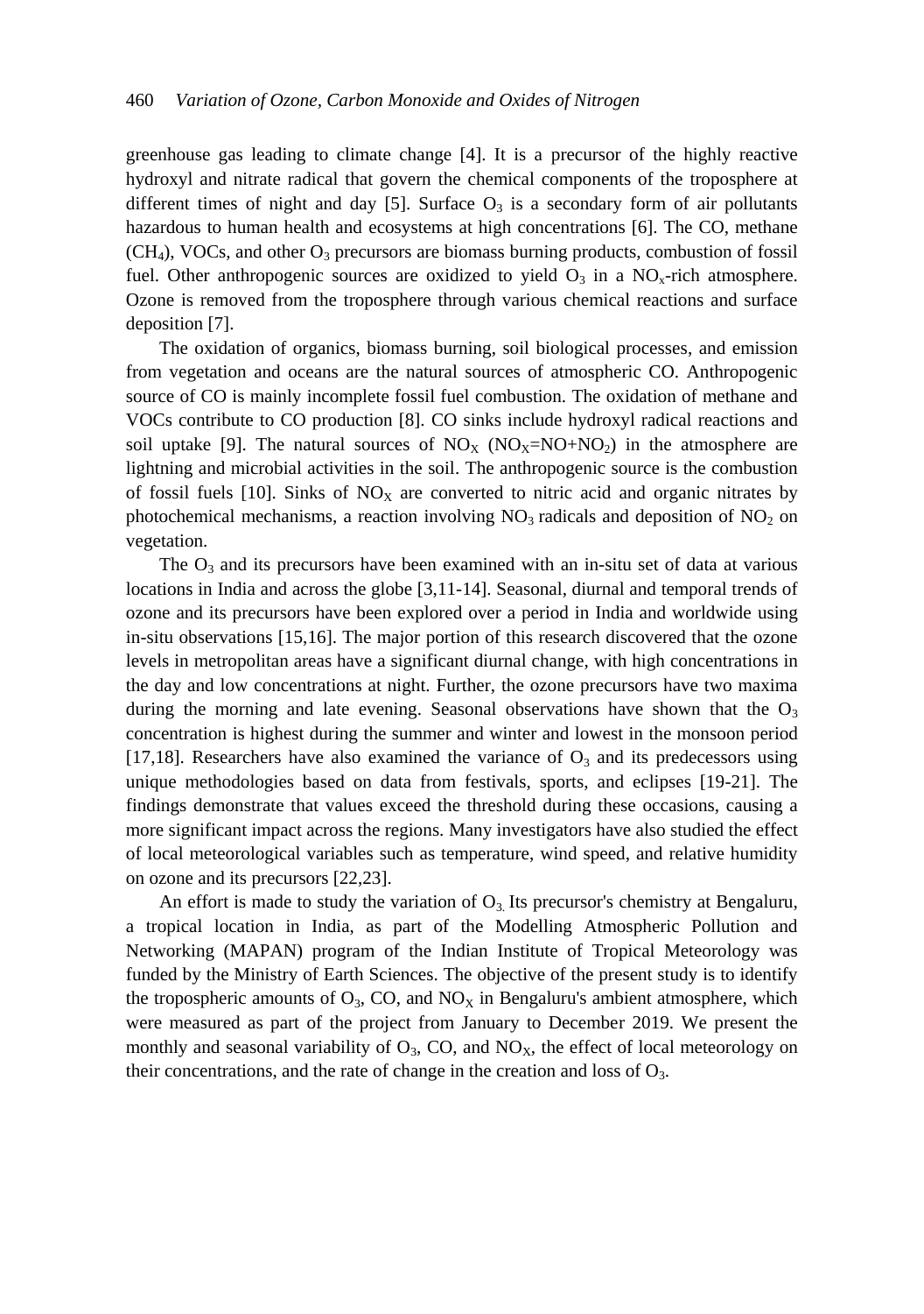greenhouse gas leading to climate change [4]. It is a precursor of the highly reactive hydroxyl and nitrate radical that govern the chemical components of the troposphere at different times of night and day [5]. Surface $O_3$ is a secondary form of air pollutants hazardous to human health and ecosystems at high concentrations [6]. The CO, methane ($CH_4$), VOCs, and other $O_3$ precursors are biomass burning products, combustion of fossil fuel. Other anthropogenic sources are oxidized to yield $O_3$ in a $NO_x$-rich atmosphere. Ozone is removed from the troposphere through various chemical reactions and surface deposition [7].

The oxidation of organics, biomass burning, soil biological processes, and emission from vegetation and oceans are the natural sources of atmospheric CO. Anthropogenic source of CO is mainly incomplete fossil fuel combustion. The oxidation of methane and VOCs contribute to CO production [8]. CO sinks include hydroxyl radical reactions and soil uptake [9]. The natural sources of $NO_X$ ($NO_X$=NO+$NO_2$) in the atmosphere are lightning and microbial activities in the soil. The anthropogenic source is the combustion of fossil fuels [10]. Sinks of $NO_X$ are converted to nitric acid and organic nitrates by photochemical mechanisms, a reaction involving $NO_3$ radicals and deposition of $NO_2$ on vegetation.

The $O_3$ and its precursors have been examined with an in-situ set of data at various locations in India and across the globe [3,11-14]. Seasonal, diurnal and temporal trends of ozone and its precursors have been explored over a period in India and worldwide using in-situ observations [15,16]. The major portion of this research discovered that the ozone levels in metropolitan areas have a significant diurnal change, with high concentrations in the day and low concentrations at night. Further, the ozone precursors have two maxima during the morning and late evening. Seasonal observations have shown that the $O_3$ concentration is highest during the summer and winter and lowest in the monsoon period [17,18]. Researchers have also examined the variance of $O_3$ and its predecessors using unique methodologies based on data from festivals, sports, and eclipses [19-21]. The findings demonstrate that values exceed the threshold during these occasions, causing a more significant impact across the regions. Many investigators have also studied the effect of local meteorological variables such as temperature, wind speed, and relative humidity on ozone and its precursors [22,23].

An effort is made to study the variation of $O_3$. Its precursor's chemistry at Bengaluru, a tropical location in India, as part of the Modelling Atmospheric Pollution and Networking (MAPAN) program of the Indian Institute of Tropical Meteorology was funded by the Ministry of Earth Sciences. The objective of the present study is to identify the tropospheric amounts of $O_3$, CO, and $NO_X$ in Bengaluru's ambient atmosphere, which were measured as part of the project from January to December 2019. We present the monthly and seasonal variability of $O_3$, CO, and $NO_X$, the effect of local meteorology on their concentrations, and the rate of change in the creation and loss of $O_3$.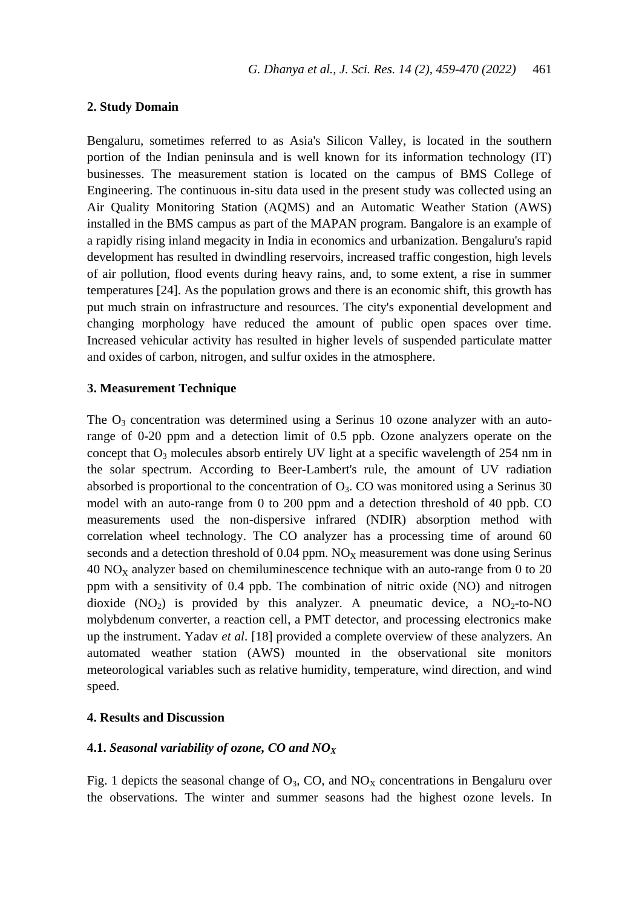## 2. Study Domain

Bengaluru, sometimes referred to as Asia's Silicon Valley, is located in the southern portion of the Indian peninsula and is well known for its information technology (IT) businesses. The measurement station is located on the campus of BMS College of Engineering. The continuous in-situ data used in the present study was collected using an Air Quality Monitoring Station (AQMS) and an Automatic Weather Station (AWS) installed in the BMS campus as part of the MAPAN program. Bangalore is an example of a rapidly rising inland megacity in India in economics and urbanization. Bengaluru's rapid development has resulted in dwindling reservoirs, increased traffic congestion, high levels of air pollution, flood events during heavy rains, and, to some extent, a rise in summer temperatures [24]. As the population grows and there is an economic shift, this growth has put much strain on infrastructure and resources. The city's exponential development and changing morphology have reduced the amount of public open spaces over time. Increased vehicular activity has resulted in higher levels of suspended particulate matter and oxides of carbon, nitrogen, and sulfur oxides in the atmosphere.

## 3. Measurement Technique

The $O_3$ concentration was determined using a Serinus 10 ozone analyzer with an auto-range of 0-20 ppm and a detection limit of 0.5 ppb. Ozone analyzers operate on the concept that $O_3$ molecules absorb entirely UV light at a specific wavelength of 254 nm in the solar spectrum. According to Beer-Lambert's rule, the amount of UV radiation absorbed is proportional to the concentration of $O_3$. CO was monitored using a Serinus 30 model with an auto-range from 0 to 200 ppm and a detection threshold of 40 ppb. CO measurements used the non-dispersive infrared (NDIR) absorption method with correlation wheel technology. The CO analyzer has a processing time of around 60 seconds and a detection threshold of 0.04 ppm. $NO_X$ measurement was done using Serinus 40 $NO_X$ analyzer based on chemiluminescence technique with an auto-range from 0 to 20 ppm with a sensitivity of 0.4 ppb. The combination of nitric oxide (NO) and nitrogen dioxide ($NO_2$) is provided by this analyzer. A pneumatic device, a $NO_2$-to-NO molybdenum converter, a reaction cell, a PMT detector, and processing electronics make up the instrument. Yadav *et al*. [18] provided a complete overview of these analyzers. An automated weather station (AWS) mounted in the observational site monitors meteorological variables such as relative humidity, temperature, wind direction, and wind speed.

## 4. Results and Discussion

### 4.1. *Seasonal variability of ozone, CO and $NO_X$*

Fig. 1 depicts the seasonal change of $O_3$, CO, and $NO_X$ concentrations in Bengaluru over the observations. The winter and summer seasons had the highest ozone levels. In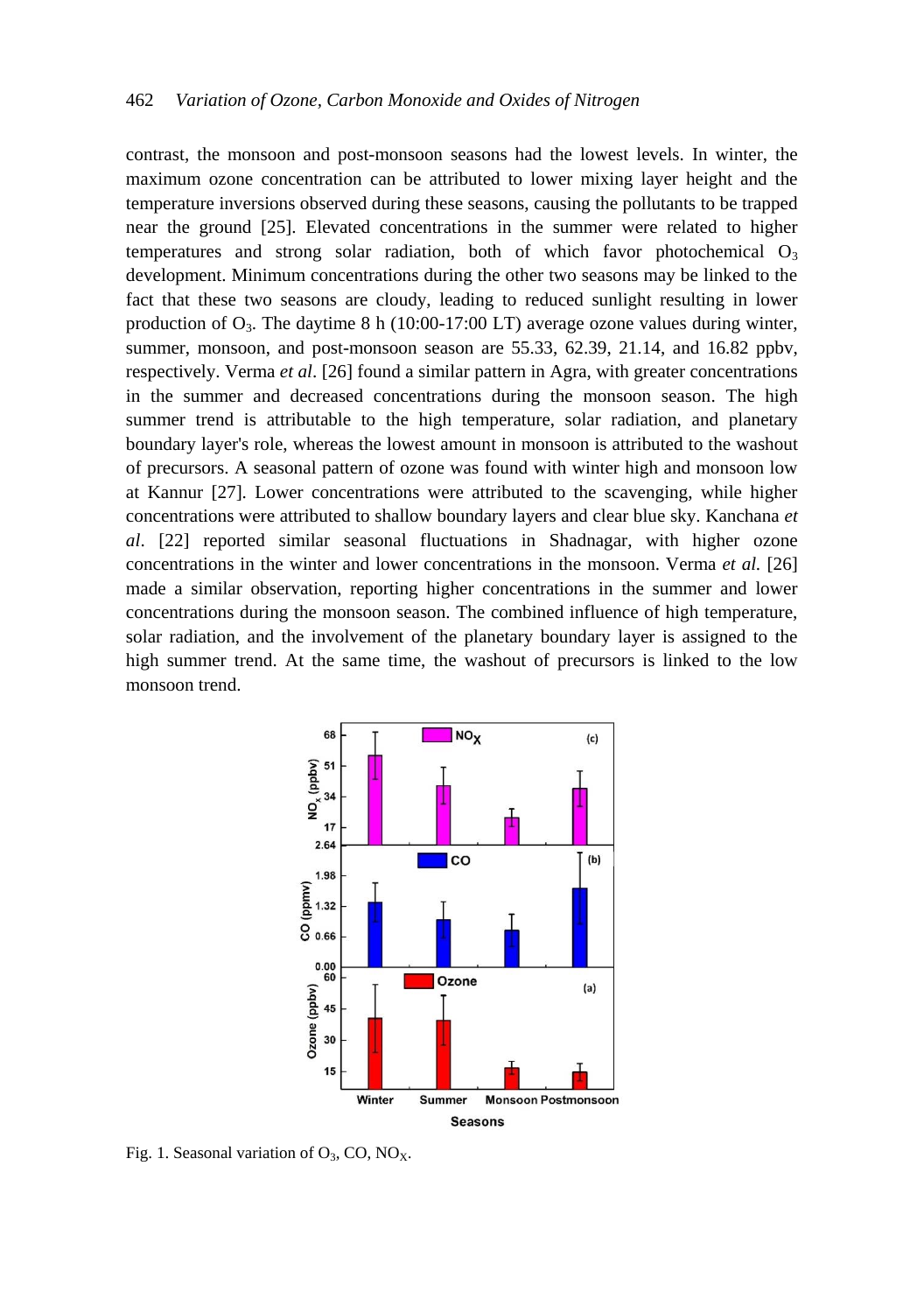contrast, the monsoon and post-monsoon seasons had the lowest levels. In winter, the maximum ozone concentration can be attributed to lower mixing layer height and the temperature inversions observed during these seasons, causing the pollutants to be trapped near the ground [25]. Elevated concentrations in the summer were related to higher temperatures and strong solar radiation, both of which favor photochemical $O_3$ development. Minimum concentrations during the other two seasons may be linked to the fact that these two seasons are cloudy, leading to reduced sunlight resulting in lower production of $O_3$. The daytime 8 h (10:00-17:00 LT) average ozone values during winter, summer, monsoon, and post-monsoon season are 55.33, 62.39, 21.14, and 16.82 ppbv, respectively. Verma *et al*. [26] found a similar pattern in Agra, with greater concentrations in the summer and decreased concentrations during the monsoon season. The high summer trend is attributable to the high temperature, solar radiation, and planetary boundary layer's role, whereas the lowest amount in monsoon is attributed to the washout of precursors. A seasonal pattern of ozone was found with winter high and monsoon low at Kannur [27]. Lower concentrations were attributed to the scavenging, while higher concentrations were attributed to shallow boundary layers and clear blue sky. Kanchana *et al*. [22] reported similar seasonal fluctuations in Shadnagar, with higher ozone concentrations in the winter and lower concentrations in the monsoon. Verma *et al.* [26] made a similar observation, reporting higher concentrations in the summer and lower concentrations during the monsoon season. The combined influence of high temperature, solar radiation, and the involvement of the planetary boundary layer is assigned to the high summer trend. At the same time, the washout of precursors is linked to the low monsoon trend.

Fig. 1. Seasonal variation of $O_3$, CO, $NO_X$.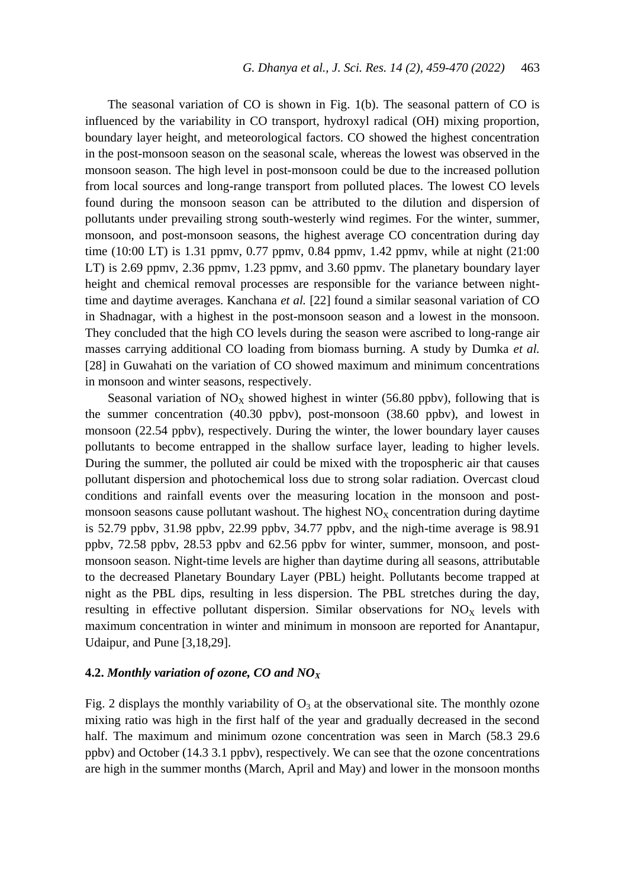The seasonal variation of CO is shown in Fig. 1(b). The seasonal pattern of CO is influenced by the variability in CO transport, hydroxyl radical (OH) mixing proportion, boundary layer height, and meteorological factors. CO showed the highest concentration in the post-monsoon season on the seasonal scale, whereas the lowest was observed in the monsoon season. The high level in post-monsoon could be due to the increased pollution from local sources and long-range transport from polluted places. The lowest CO levels found during the monsoon season can be attributed to the dilution and dispersion of pollutants under prevailing strong south-westerly wind regimes. For the winter, summer, monsoon, and post-monsoon seasons, the highest average CO concentration during day time (10:00 LT) is 1.31 ppmv, 0.77 ppmv, 0.84 ppmv, 1.42 ppmv, while at night (21:00 LT) is 2.69 ppmv, 2.36 ppmv, 1.23 ppmv, and 3.60 ppmv. The planetary boundary layer height and chemical removal processes are responsible for the variance between night-time and daytime averages. Kanchana *et al.* [22] found a similar seasonal variation of CO in Shadnagar, with a highest in the post-monsoon season and a lowest in the monsoon. They concluded that the high CO levels during the season were ascribed to long-range air masses carrying additional CO loading from biomass burning. A study by Dumka *et al.* [28] in Guwahati on the variation of CO showed maximum and minimum concentrations in monsoon and winter seasons, respectively.

Seasonal variation of $NO_X$ showed highest in winter (56.80 ppbv), following that is the summer concentration (40.30 ppbv), post-monsoon (38.60 ppbv), and lowest in monsoon (22.54 ppbv), respectively. During the winter, the lower boundary layer causes pollutants to become entrapped in the shallow surface layer, leading to higher levels. During the summer, the polluted air could be mixed with the tropospheric air that causes pollutant dispersion and photochemical loss due to strong solar radiation. Overcast cloud conditions and rainfall events over the measuring location in the monsoon and post-monsoon seasons cause pollutant washout. The highest $NO_X$ concentration during daytime is 52.79 ppbv, 31.98 ppbv, 22.99 ppbv, 34.77 ppbv, and the nigh-time average is 98.91 ppbv, 72.58 ppbv, 28.53 ppbv and 62.56 ppbv for winter, summer, monsoon, and post-monsoon season. Night-time levels are higher than daytime during all seasons, attributable to the decreased Planetary Boundary Layer (PBL) height. Pollutants become trapped at night as the PBL dips, resulting in less dispersion. The PBL stretches during the day, resulting in effective pollutant dispersion. Similar observations for $NO_X$ levels with maximum concentration in winter and minimum in monsoon are reported for Anantapur, Udaipur, and Pune [3,18,29].

### 4.2. *Monthly variation of ozone, CO and $NO_X$*

Fig. 2 displays the monthly variability of $O_3$ at the observational site. The monthly ozone mixing ratio was high in the first half of the year and gradually decreased in the second half. The maximum and minimum ozone concentration was seen in March (58.3 29.6 ppbv) and October (14.3 3.1 ppbv), respectively. We can see that the ozone concentrations are high in the summer months (March, April and May) and lower in the monsoon months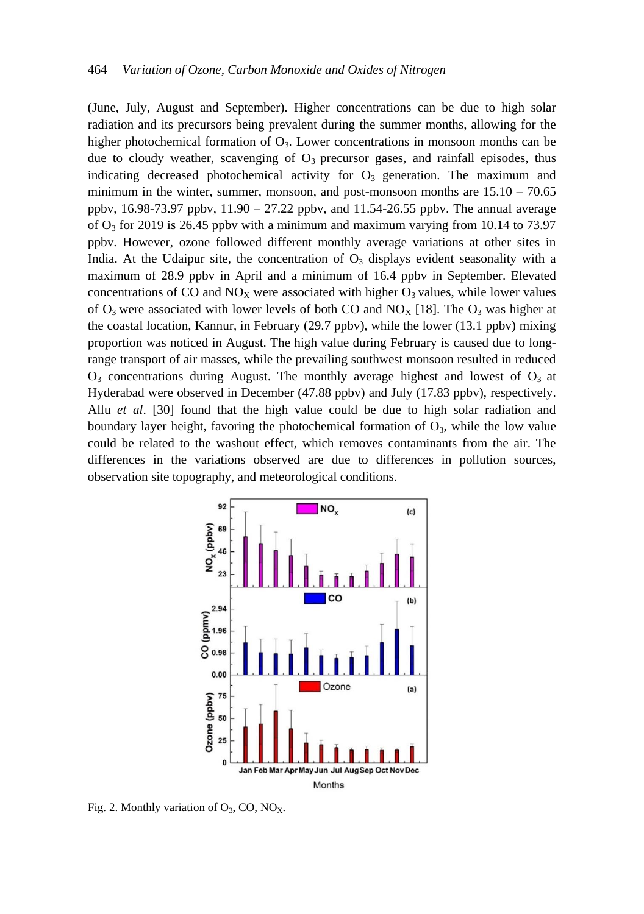(June, July, August and September). Higher concentrations can be due to high solar radiation and its precursors being prevalent during the summer months, allowing for the higher photochemical formation of $O_3$. Lower concentrations in monsoon months can be due to cloudy weather, scavenging of $O_3$ precursor gases, and rainfall episodes, thus indicating decreased photochemical activity for $O_3$ generation. The maximum and minimum in the winter, summer, monsoon, and post-monsoon months are 15.10 – 70.65 ppbv, 16.98-73.97 ppbv, 11.90 – 27.22 ppbv, and 11.54-26.55 ppbv. The annual average of $O_3$ for 2019 is 26.45 ppbv with a minimum and maximum varying from 10.14 to 73.97 ppbv. However, ozone followed different monthly average variations at other sites in India. At the Udaipur site, the concentration of $O_3$ displays evident seasonality with a maximum of 28.9 ppbv in April and a minimum of 16.4 ppbv in September. Elevated concentrations of CO and $NO_X$ were associated with higher $O_3$ values, while lower values of $O_3$ were associated with lower levels of both CO and $NO_X$ [18]. The $O_3$ was higher at the coastal location, Kannur, in February (29.7 ppbv), while the lower (13.1 ppbv) mixing proportion was noticed in August. The high value during February is caused due to long-range transport of air masses, while the prevailing southwest monsoon resulted in reduced $O_3$ concentrations during August. The monthly average highest and lowest of $O_3$ at Hyderabad were observed in December (47.88 ppbv) and July (17.83 ppbv), respectively. Allu *et al*. [30] found that the high value could be due to high solar radiation and boundary layer height, favoring the photochemical formation of $O_3$, while the low value could be related to the washout effect, which removes contaminants from the air. The differences in the variations observed are due to differences in pollution sources, observation site topography, and meteorological conditions.

Fig. 2. Monthly variation of $O_3$, CO, $NO_X$.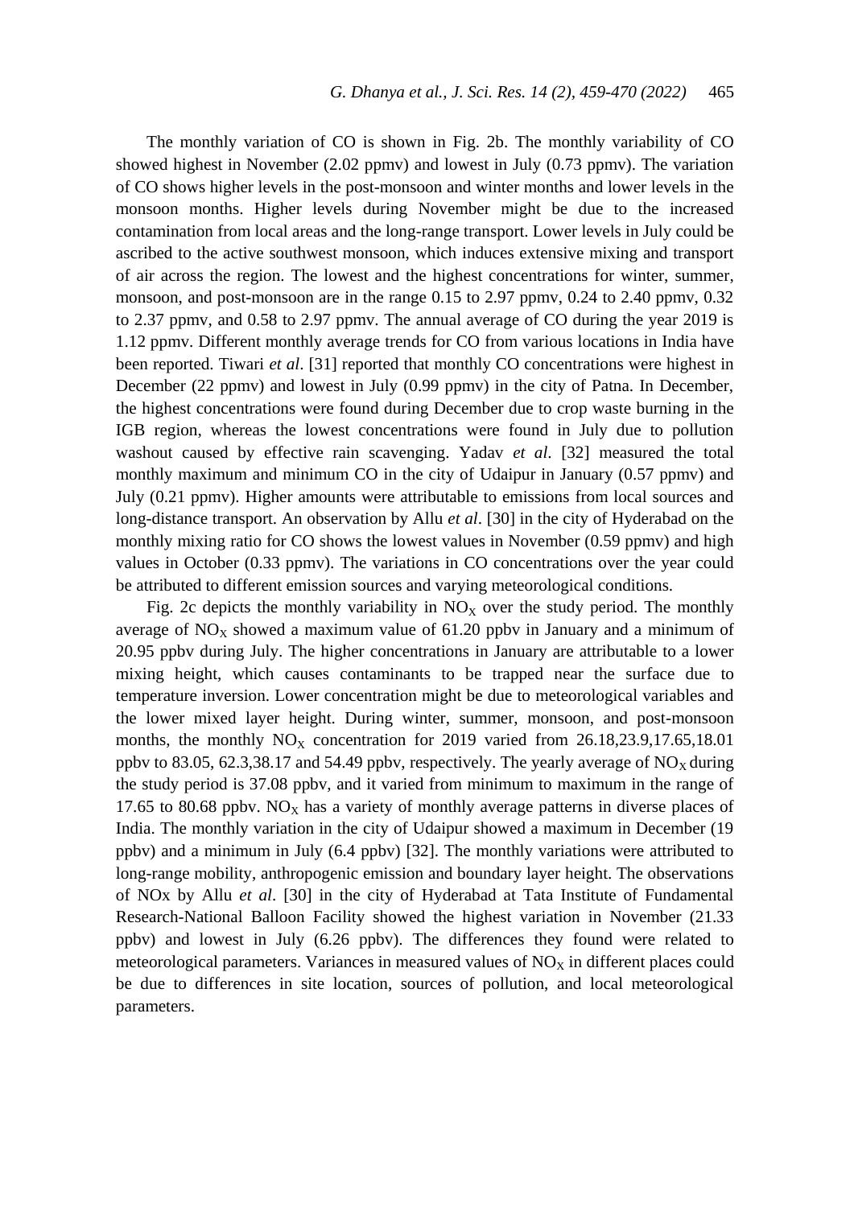The monthly variation of CO is shown in Fig. 2b. The monthly variability of CO showed highest in November (2.02 ppmv) and lowest in July (0.73 ppmv). The variation of CO shows higher levels in the post-monsoon and winter months and lower levels in the monsoon months. Higher levels during November might be due to the increased contamination from local areas and the long-range transport. Lower levels in July could be ascribed to the active southwest monsoon, which induces extensive mixing and transport of air across the region. The lowest and the highest concentrations for winter, summer, monsoon, and post-monsoon are in the range 0.15 to 2.97 ppmv, 0.24 to 2.40 ppmv, 0.32 to 2.37 ppmv, and 0.58 to 2.97 ppmv. The annual average of CO during the year 2019 is 1.12 ppmv. Different monthly average trends for CO from various locations in India have been reported. Tiwari *et al*. [31] reported that monthly CO concentrations were highest in December (22 ppmv) and lowest in July (0.99 ppmv) in the city of Patna. In December, the highest concentrations were found during December due to crop waste burning in the IGB region, whereas the lowest concentrations were found in July due to pollution washout caused by effective rain scavenging. Yadav *et al*. [32] measured the total monthly maximum and minimum CO in the city of Udaipur in January (0.57 ppmv) and July (0.21 ppmv). Higher amounts were attributable to emissions from local sources and long-distance transport. An observation by Allu *et al*. [30] in the city of Hyderabad on the monthly mixing ratio for CO shows the lowest values in November (0.59 ppmv) and high values in October (0.33 ppmv). The variations in CO concentrations over the year could be attributed to different emission sources and varying meteorological conditions.

Fig. 2c depicts the monthly variability in $NO_X$ over the study period. The monthly average of $NO_X$ showed a maximum value of 61.20 ppbv in January and a minimum of 20.95 ppbv during July. The higher concentrations in January are attributable to a lower mixing height, which causes contaminants to be trapped near the surface due to temperature inversion. Lower concentration might be due to meteorological variables and the lower mixed layer height. During winter, summer, monsoon, and post-monsoon months, the monthly $NO_X$ concentration for 2019 varied from 26.18,23.9,17.65,18.01 ppbv to 83.05, 62.3,38.17 and 54.49 ppbv, respectively. The yearly average of $NO_X$ during the study period is 37.08 ppbv, and it varied from minimum to maximum in the range of 17.65 to 80.68 ppbv. $NO_X$ has a variety of monthly average patterns in diverse places of India. The monthly variation in the city of Udaipur showed a maximum in December (19 ppbv) and a minimum in July (6.4 ppbv) [32]. The monthly variations were attributed to long-range mobility, anthropogenic emission and boundary layer height. The observations of NOx by Allu *et al*. [30] in the city of Hyderabad at Tata Institute of Fundamental Research-National Balloon Facility showed the highest variation in November (21.33 ppbv) and lowest in July (6.26 ppbv). The differences they found were related to meteorological parameters. Variances in measured values of $NO_X$ in different places could be due to differences in site location, sources of pollution, and local meteorological parameters.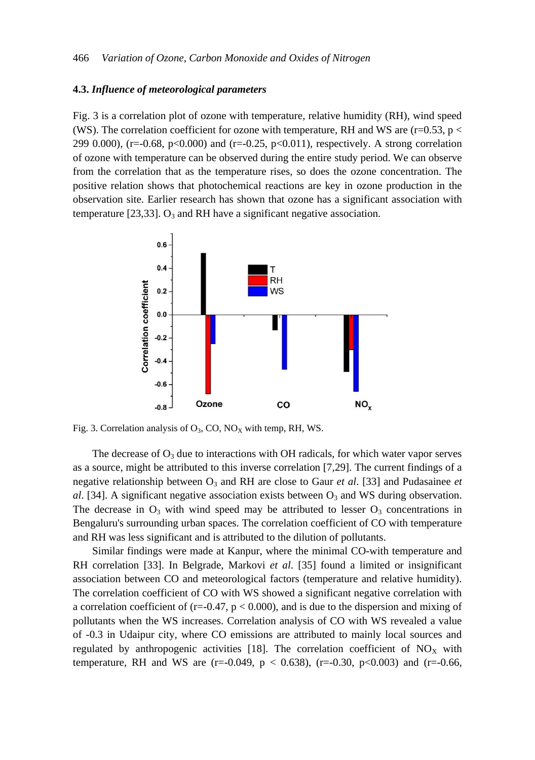### 4.3. *Influence of meteorological parameters*

Fig. 3 is a correlation plot of ozone with temperature, relative humidity (RH), wind speed (WS). The correlation coefficient for ozone with temperature, RH and WS are ($r=0.53$, $p <$ 299 0.000), ($r=-0.68$, $p<0.000$) and ($r=-0.25$, $p<0.011$), respectively. A strong correlation of ozone with temperature can be observed during the entire study period. We can observe from the correlation that as the temperature rises, so does the ozone concentration. The positive relation shows that photochemical reactions are key in ozone production in the observation site. Earlier research has shown that ozone has a significant association with temperature [23,33]. $O_3$ and RH have a significant negative association.

Fig. 3. Correlation analysis of $O_3$, CO, $NO_X$ with temp, RH, WS.

The decrease of $O_3$ due to interactions with OH radicals, for which water vapor serves as a source, might be attributed to this inverse correlation [7,29]. The current findings of a negative relationship between $O_3$ and RH are close to Gaur *et al*. [33] and Pudasainee *et al*. [34]. A significant negative association exists between $O_3$ and WS during observation. The decrease in $O_3$ with wind speed may be attributed to lesser $O_3$ concentrations in Bengaluru's surrounding urban spaces. The correlation coefficient of CO with temperature and RH was less significant and is attributed to the dilution of pollutants.

Similar findings were made at Kanpur, where the minimal CO-with temperature and RH correlation [33]. In Belgrade, Markovi *et al*. [35] found a limited or insignificant association between CO and meteorological factors (temperature and relative humidity). The correlation coefficient of CO with WS showed a significant negative correlation with a correlation coefficient of ($r=-0.47$, $p < 0.000$), and is due to the dispersion and mixing of pollutants when the WS increases. Correlation analysis of CO with WS revealed a value of -0.3 in Udaipur city, where CO emissions are attributed to mainly local sources and regulated by anthropogenic activities [18]. The correlation coefficient of $NO_X$ with temperature, RH and WS are ($r=-0.049$, $p < 0.638$), ($r=-0.30$, $p<0.003$) and ($r=-0.66$,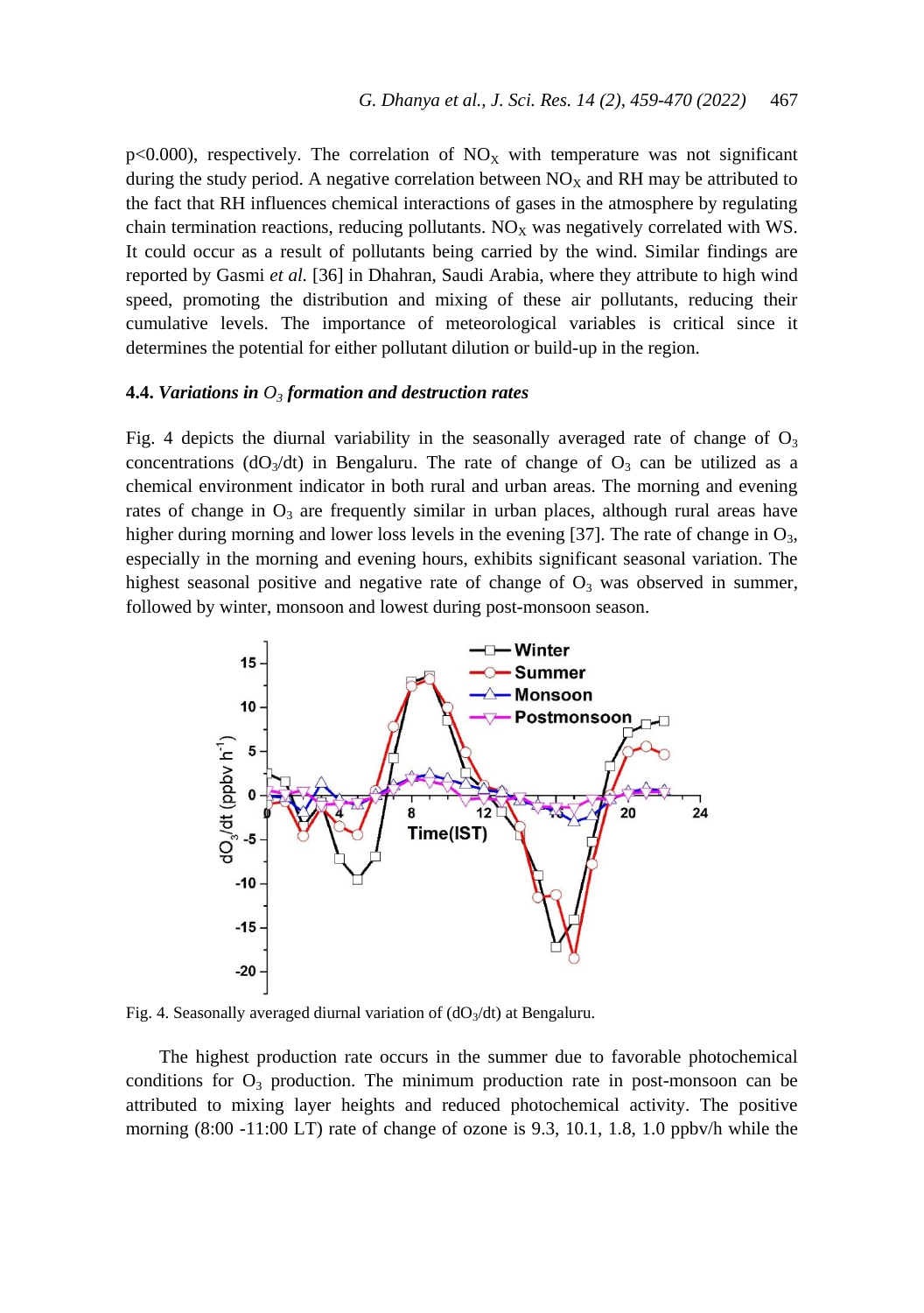p<0.000), respectively. The correlation of $NO_X$ with temperature was not significant during the study period. A negative correlation between $NO_X$ and RH may be attributed to the fact that RH influences chemical interactions of gases in the atmosphere by regulating chain termination reactions, reducing pollutants. $NO_X$ was negatively correlated with WS. It could occur as a result of pollutants being carried by the wind. Similar findings are reported by Gasmi *et al.* [36] in Dhahran, Saudi Arabia, where they attribute to high wind speed, promoting the distribution and mixing of these air pollutants, reducing their cumulative levels. The importance of meteorological variables is critical since it determines the potential for either pollutant dilution or build-up in the region.

### 4.4. *Variations in $O_3$ formation and destruction rates*

Fig. 4 depicts the diurnal variability in the seasonally averaged rate of change of $O_3$ concentrations ($dO_3/dt$) in Bengaluru. The rate of change of $O_3$ can be utilized as a chemical environment indicator in both rural and urban areas. The morning and evening rates of change in $O_3$ are frequently similar in urban places, although rural areas have higher during morning and lower loss levels in the evening [37]. The rate of change in $O_3$, especially in the morning and evening hours, exhibits significant seasonal variation. The highest seasonal positive and negative rate of change of $O_3$ was observed in summer, followed by winter, monsoon and lowest during post-monsoon season.

Fig. 4. Seasonally averaged diurnal variation of ($dO_3/dt$) at Bengaluru.

The highest production rate occurs in the summer due to favorable photochemical conditions for $O_3$ production. The minimum production rate in post-monsoon can be attributed to mixing layer heights and reduced photochemical activity. The positive morning (8:00 -11:00 LT) rate of change of ozone is 9.3, 10.1, 1.8, 1.0 ppbv/h while the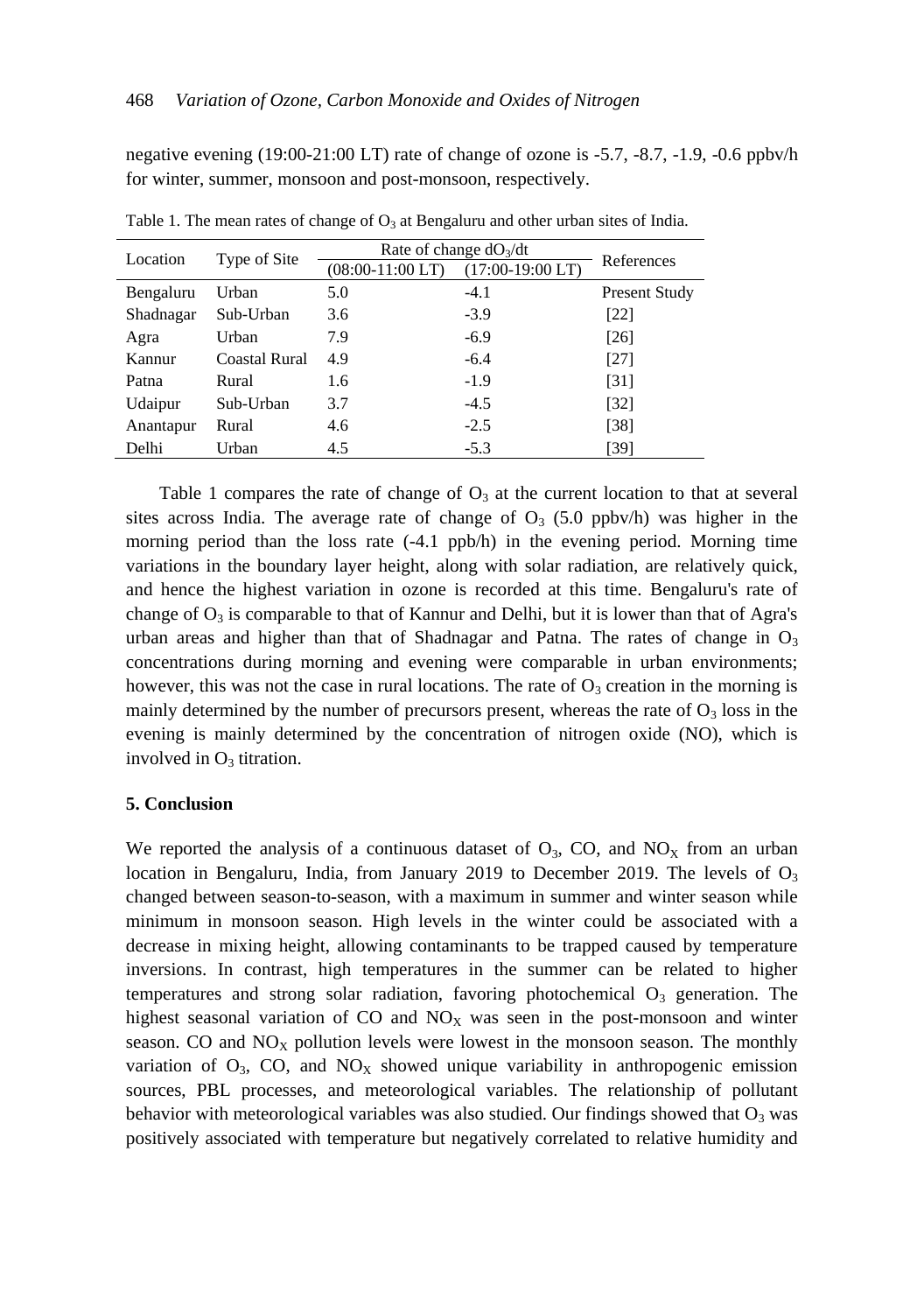negative evening (19:00-21:00 LT) rate of change of ozone is -5.7, -8.7, -1.9, -0.6 ppbv/h for winter, summer, monsoon and post-monsoon, respectively.

Table 1. The mean rates of change of $O_3$ at Bengaluru and other urban sites of India.

| Location | Type of Site | Rate of change $dO_3/dt$ | | References |
|---|---|---|---|---|
| | | (08:00-11:00 LT) | (17:00-19:00 LT) | |
| Bengaluru | Urban | 5.0 | -4.1 | Present Study |
| Shadnagar | Sub-Urban | 3.6 | -3.9 | [22] |
| Agra | Urban | 7.9 | -6.9 | [26] |
| Kannur | Coastal Rural | 4.9 | -6.4 | [27] |
| Patna | Rural | 1.6 | -1.9 | [31] |
| Udaipur | Sub-Urban | 3.7 | -4.5 | [32] |
| Anantapur | Rural | 4.6 | -2.5 | [38] |
| Delhi | Urban | 4.5 | -5.3 | [39] |

Table 1 compares the rate of change of $O_3$ at the current location to that at several sites across India. The average rate of change of $O_3$ (5.0 ppbv/h) was higher in the morning period than the loss rate (-4.1 ppb/h) in the evening period. Morning time variations in the boundary layer height, along with solar radiation, are relatively quick, and hence the highest variation in ozone is recorded at this time. Bengaluru's rate of change of $O_3$ is comparable to that of Kannur and Delhi, but it is lower than that of Agra's urban areas and higher than that of Shadnagar and Patna. The rates of change in $O_3$ concentrations during morning and evening were comparable in urban environments; however, this was not the case in rural locations. The rate of $O_3$ creation in the morning is mainly determined by the number of precursors present, whereas the rate of $O_3$ loss in the evening is mainly determined by the concentration of nitrogen oxide (NO), which is involved in $O_3$ titration.

## 5. Conclusion

We reported the analysis of a continuous dataset of $O_3$, CO, and $NO_X$ from an urban location in Bengaluru, India, from January 2019 to December 2019. The levels of $O_3$ changed between season-to-season, with a maximum in summer and winter season while minimum in monsoon season. High levels in the winter could be associated with a decrease in mixing height, allowing contaminants to be trapped caused by temperature inversions. In contrast, high temperatures in the summer can be related to higher temperatures and strong solar radiation, favoring photochemical $O_3$ generation. The highest seasonal variation of CO and $NO_X$ was seen in the post-monsoon and winter season. CO and $NO_X$ pollution levels were lowest in the monsoon season. The monthly variation of $O_3$, CO, and $NO_X$ showed unique variability in anthropogenic emission sources, PBL processes, and meteorological variables. The relationship of pollutant behavior with meteorological variables was also studied. Our findings showed that $O_3$ was positively associated with temperature but negatively correlated to relative humidity and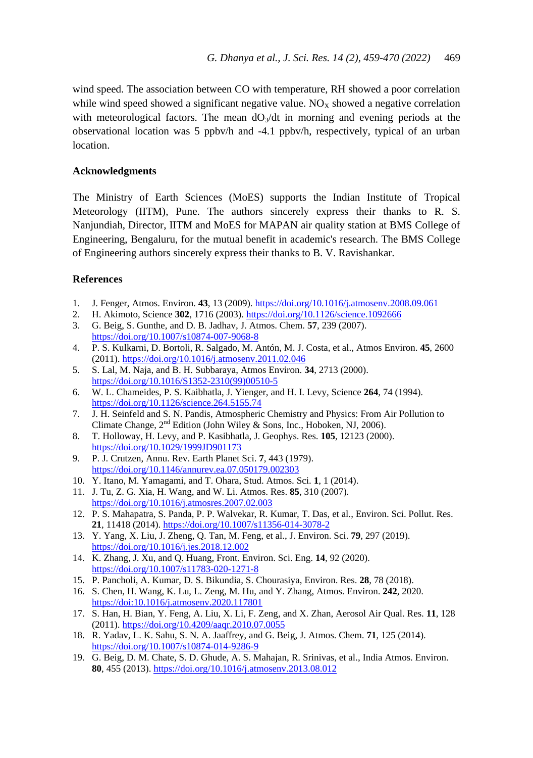wind speed. The association between CO with temperature, RH showed a poor correlation while wind speed showed a significant negative value. $NO_X$ showed a negative correlation with meteorological factors. The mean $dO_3/dt$ in morning and evening periods at the observational location was 5 ppbv/h and -4.1 ppbv/h, respectively, typical of an urban location.

## Acknowledgments

The Ministry of Earth Sciences (MoES) supports the Indian Institute of Tropical Meteorology (IITM), Pune. The authors sincerely express their thanks to R. S. Nanjundiah, Director, IITM and MoES for MAPAN air quality station at BMS College of Engineering, Bengaluru, for the mutual benefit in academic's research. The BMS College of Engineering authors sincerely express their thanks to B. V. Ravishankar.

## References

1. J. Fenger, Atmos. Environ. **43**, 13 (2009). https://doi.org/10.1016/j.atmosenv.2008.09.061
2. H. Akimoto, Science **302**, 1716 (2003). https://doi.org/10.1126/science.1092666
3. G. Beig, S. Gunthe, and D. B. Jadhav, J. Atmos. Chem. **57**, 239 (2007). https://doi.org/10.1007/s10874-007-9068-8
4. P. S. Kulkarni, D. Bortoli, R. Salgado, M. Antón, M. J. Costa, et al., Atmos Environ. **45**, 2600 (2011). https://doi.org/10.1016/j.atmosenv.2011.02.046
5. S. Lal, M. Naja, and B. H. Subbaraya, Atmos Environ. **34**, 2713 (2000). https://doi.org/10.1016/S1352-2310(99)00510-5
6. W. L. Chameides, P. S. Kaibhatla, J. Yienger, and H. I. Levy, Science **264**, 74 (1994). https://doi.org/10.1126/science.264.5155.74
7. J. H. Seinfeld and S. N. Pandis, Atmospheric Chemistry and Physics: From Air Pollution to Climate Change, 2nd Edition (John Wiley & Sons, Inc., Hoboken, NJ, 2006).
8. T. Holloway, H. Levy, and P. Kasibhatla, J. Geophys. Res. **105**, 12123 (2000). https://doi.org/10.1029/1999JD901173
9. P. J. Crutzen, Annu. Rev. Earth Planet Sci. **7**, 443 (1979). https://doi.org/10.1146/annurev.ea.07.050179.002303
10. Y. Itano, M. Yamagami, and T. Ohara, Stud. Atmos. Sci. **1**, 1 (2014).
11. J. Tu, Z. G. Xia, H. Wang, and W. Li. Atmos. Res. **85**, 310 (2007). https://doi.org/10.1016/j.atmosres.2007.02.003
12. P. S. Mahapatra, S. Panda, P. P. Walvekar, R. Kumar, T. Das, et al., Environ. Sci. Pollut. Res. **21**, 11418 (2014). https://doi.org/10.1007/s11356-014-3078-2
13. Y. Yang, X. Liu, J. Zheng, Q. Tan, M. Feng, et al., J. Environ. Sci. **79**, 297 (2019). https://doi.org/10.1016/j.jes.2018.12.002
14. K. Zhang, J. Xu, and Q. Huang, Front. Environ. Sci. Eng. **14**, 92 (2020). https://doi.org/10.1007/s11783-020-1271-8
15. P. Pancholi, A. Kumar, D. S. Bikundia, S. Chourasiya, Environ. Res. **28**, 78 (2018).
16. S. Chen, H. Wang, K. Lu, L. Zeng, M. Hu, and Y. Zhang, Atmos. Environ. **242**, 2020. https://doi:10.1016/j.atmosenv.2020.117801
17. S. Han, H. Bian, Y. Feng, A. Liu, X. Li, F. Zeng, and X. Zhan, Aerosol Air Qual. Res. **11**, 128 (2011). https://doi.org/10.4209/aaqr.2010.07.0055
18. R. Yadav, L. K. Sahu, S. N. A. Jaaffrey, and G. Beig, J. Atmos. Chem. **71**, 125 (2014). https://doi.org/10.1007/s10874-014-9286-9
19. G. Beig, D. M. Chate, S. D. Ghude, A. S. Mahajan, R. Srinivas, et al., India Atmos. Environ. **80**, 455 (2013). https://doi.org/10.1016/j.atmosenv.2013.08.012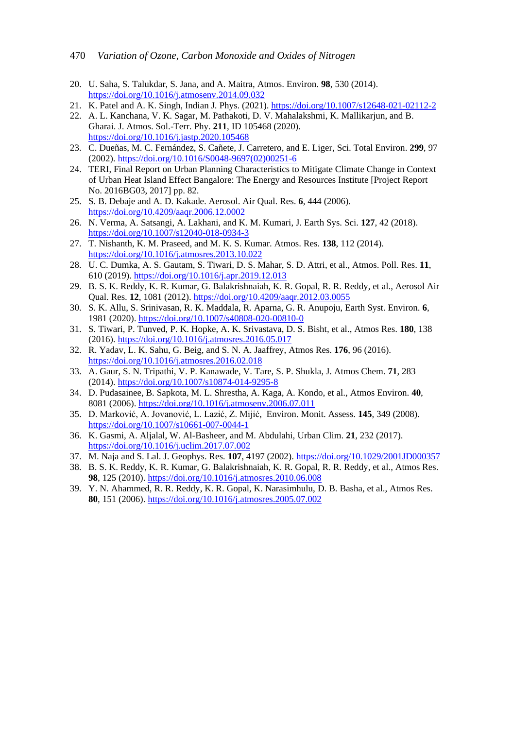20. U. Saha, S. Talukdar, S. Jana, and A. Maitra, Atmos. Environ. **98**, 530 (2014). https://doi.org/10.1016/j.atmosenv.2014.09.032
21. K. Patel and A. K. Singh, Indian J. Phys. (2021). https://doi.org/10.1007/s12648-021-02112-2
22. A. L. Kanchana, V. K. Sagar, M. Pathakoti, D. V. Mahalakshmi, K. Mallikarjun, and B. Gharai. J. Atmos. Sol.-Terr. Phy. **211**, ID 105468 (2020). https://doi.org/10.1016/j.jastp.2020.105468
23. C. Dueñas, M. C. Fernández, S. Cañete, J. Carretero, and E. Liger, Sci. Total Environ. **299**, 97 (2002). https://doi.org/10.1016/S0048-9697(02)00251-6
24. TERI, Final Report on Urban Planning Characteristics to Mitigate Climate Change in Context of Urban Heat Island Effect Bangalore: The Energy and Resources Institute [Project Report No. 2016BG03, 2017] pp. 82.
25. S. B. Debaje and A. D. Kakade. Aerosol. Air Qual. Res. **6**, 444 (2006). https://doi.org/10.4209/aaqr.2006.12.0002
26. N. Verma, A. Satsangi, A. Lakhani, and K. M. Kumari, J. Earth Sys. Sci. **127**, 42 (2018). https://doi.org/10.1007/s12040-018-0934-3
27. T. Nishanth, K. M. Praseed, and M. K. S. Kumar. Atmos. Res. **138**, 112 (2014). https://doi.org/10.1016/j.atmosres.2013.10.022
28. U. C. Dumka, A. S. Gautam, S. Tiwari, D. S. Mahar, S. D. Attri, et al., Atmos. Poll. Res. **11**, 610 (2019). https://doi.org/10.1016/j.apr.2019.12.013
29. B. S. K. Reddy, K. R. Kumar, G. Balakrishnaiah, K. R. Gopal, R. R. Reddy, et al., Aerosol Air Qual. Res. **12**, 1081 (2012). https://doi.org/10.4209/aaqr.2012.03.0055
30. S. K. Allu, S. Srinivasan, R. K. Maddala, R. Aparna, G. R. Anupoju, Earth Syst. Environ. **6**, 1981 (2020). https://doi.org/10.1007/s40808-020-00810-0
31. S. Tiwari, P. Tunved, P. K. Hopke, A. K. Srivastava, D. S. Bisht, et al., Atmos Res. **180**, 138 (2016). https://doi.org/10.1016/j.atmosres.2016.05.017
32. R. Yadav, L. K. Sahu, G. Beig, and S. N. A. Jaaffrey, Atmos Res. **176**, 96 (2016). https://doi.org/10.1016/j.atmosres.2016.02.018
33. A. Gaur, S. N. Tripathi, V. P. Kanawade, V. Tare, S. P. Shukla, J. Atmos Chem. **71**, 283 (2014). https://doi.org/10.1007/s10874-014-9295-8
34. D. Pudasainee, B. Sapkota, M. L. Shrestha, A. Kaga, A. Kondo, et al., Atmos Environ. **40**, 8081 (2006). https://doi.org/10.1016/j.atmosenv.2006.07.011
35. D. Marković, A. Jovanović, L. Lazić, Z. Mijić, Environ. Monit. Assess. **145**, 349 (2008). https://doi.org/10.1007/s10661-007-0044-1
36. K. Gasmi, A. Aljalal, W. Al-Basheer, and M. Abdulahi, Urban Clim. **21**, 232 (2017). https://doi.org/10.1016/j.uclim.2017.07.002
37. M. Naja and S. Lal. J. Geophys. Res. **107**, 4197 (2002). https://doi.org/10.1029/2001JD000357
38. B. S. K. Reddy, K. R. Kumar, G. Balakrishnaiah, K. R. Gopal, R. R. Reddy, et al., Atmos Res. **98**, 125 (2010). https://doi.org/10.1016/j.atmosres.2010.06.008
39. Y. N. Ahammed, R. R. Reddy, K. R. Gopal, K. Narasimhulu, D. B. Basha, et al., Atmos Res. **80**, 151 (2006). https://doi.org/10.1016/j.atmosres.2005.07.002